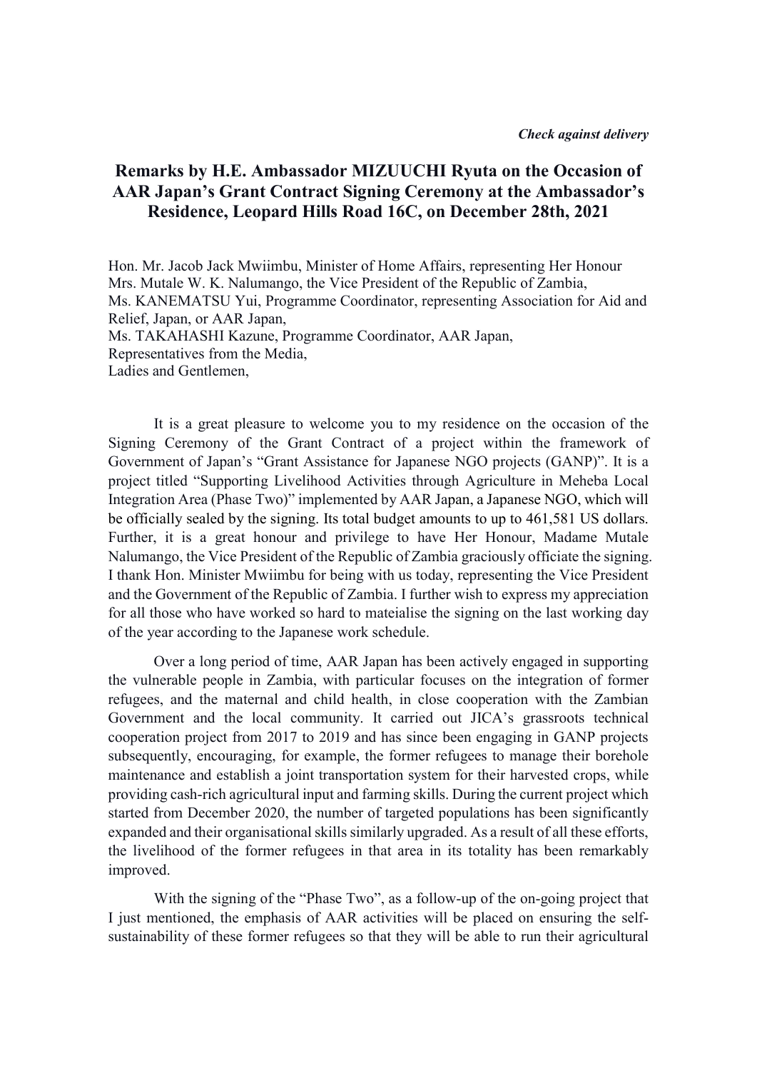*Check against delivery*

# Remarks by H.E. Ambassador MIZUUCHI Ryuta on the Occasion of AAR Japan's Grant Contract Signing Ceremony at the Ambassador's Residence, Leopard Hills Road 16C, on December 28th, 2021

Hon. Mr. Jacob Jack Mwiimbu, Minister of Home Affairs, representing Her Honour Mrs. Mutale W. K. Nalumango, the Vice President of the Republic of Zambia,
Ms. KANEMATSU Yui, Programme Coordinator, representing Association for Aid and Relief, Japan, or AAR Japan,
Ms. TAKAHASHI Kazune, Programme Coordinator, AAR Japan,
Representatives from the Media,
Ladies and Gentlemen,

It is a great pleasure to welcome you to my residence on the occasion of the Signing Ceremony of the Grant Contract of a project within the framework of Government of Japan's "Grant Assistance for Japanese NGO projects (GANP)". It is a project titled "Supporting Livelihood Activities through Agriculture in Meheba Local Integration Area (Phase Two)" implemented by AAR Japan, a Japanese NGO, which will be officially sealed by the signing. Its total budget amounts to up to 461,581 US dollars. Further, it is a great honour and privilege to have Her Honour, Madame Mutale Nalumango, the Vice President of the Republic of Zambia graciously officiate the signing. I thank Hon. Minister Mwiimbu for being with us today, representing the Vice President and the Government of the Republic of Zambia. I further wish to express my appreciation for all those who have worked so hard to mateialise the signing on the last working day of the year according to the Japanese work schedule.

Over a long period of time, AAR Japan has been actively engaged in supporting the vulnerable people in Zambia, with particular focuses on the integration of former refugees, and the maternal and child health, in close cooperation with the Zambian Government and the local community. It carried out JICA's grassroots technical cooperation project from 2017 to 2019 and has since been engaging in GANP projects subsequently, encouraging, for example, the former refugees to manage their borehole maintenance and establish a joint transportation system for their harvested crops, while providing cash-rich agricultural input and farming skills. During the current project which started from December 2020, the number of targeted populations has been significantly expanded and their organisational skills similarly upgraded. As a result of all these efforts, the livelihood of the former refugees in that area in its totality has been remarkably improved.

With the signing of the "Phase Two", as a follow-up of the on-going project that I just mentioned, the emphasis of AAR activities will be placed on ensuring the self-sustainability of these former refugees so that they will be able to run their agricultural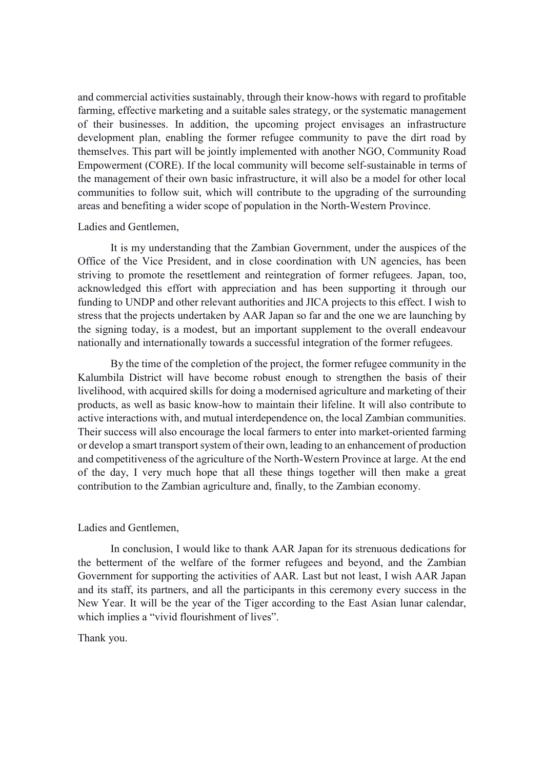and commercial activities sustainably, through their know-hows with regard to profitable farming, effective marketing and a suitable sales strategy, or the systematic management of their businesses. In addition, the upcoming project envisages an infrastructure development plan, enabling the former refugee community to pave the dirt road by themselves. This part will be jointly implemented with another NGO, Community Road Empowerment (CORE). If the local community will become self-sustainable in terms of the management of their own basic infrastructure, it will also be a model for other local communities to follow suit, which will contribute to the upgrading of the surrounding areas and benefiting a wider scope of population in the North-Western Province.

Ladies and Gentlemen,

It is my understanding that the Zambian Government, under the auspices of the Office of the Vice President, and in close coordination with UN agencies, has been striving to promote the resettlement and reintegration of former refugees. Japan, too, acknowledged this effort with appreciation and has been supporting it through our funding to UNDP and other relevant authorities and JICA projects to this effect. I wish to stress that the projects undertaken by AAR Japan so far and the one we are launching by the signing today, is a modest, but an important supplement to the overall endeavour nationally and internationally towards a successful integration of the former refugees.

By the time of the completion of the project, the former refugee community in the Kalumbila District will have become robust enough to strengthen the basis of their livelihood, with acquired skills for doing a modernised agriculture and marketing of their products, as well as basic know-how to maintain their lifeline. It will also contribute to active interactions with, and mutual interdependence on, the local Zambian communities. Their success will also encourage the local farmers to enter into market-oriented farming or develop a smart transport system of their own, leading to an enhancement of production and competitiveness of the agriculture of the North-Western Province at large. At the end of the day, I very much hope that all these things together will then make a great contribution to the Zambian agriculture and, finally, to the Zambian economy.

Ladies and Gentlemen,

In conclusion, I would like to thank AAR Japan for its strenuous dedications for the betterment of the welfare of the former refugees and beyond, and the Zambian Government for supporting the activities of AAR. Last but not least, I wish AAR Japan and its staff, its partners, and all the participants in this ceremony every success in the New Year. It will be the year of the Tiger according to the East Asian lunar calendar, which implies a "vivid flourishment of lives".

Thank you.